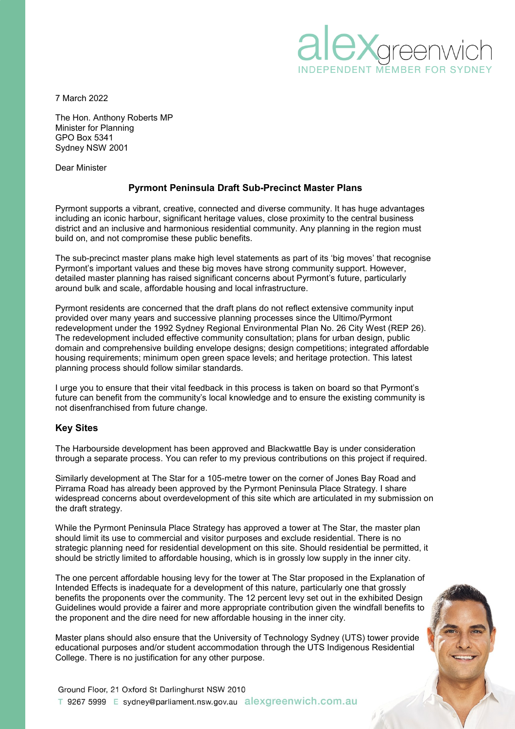alex greenwich
INDEPENDENT MEMBER FOR SYDNEY

7 March 2022

The Hon. Anthony Roberts MP
Minister for Planning
GPO Box 5341
Sydney NSW 2001

Dear Minister

## Pyrmont Peninsula Draft Sub-Precinct Master Plans

Pyrmont supports a vibrant, creative, connected and diverse community. It has huge advantages including an iconic harbour, significant heritage values, close proximity to the central business district and an inclusive and harmonious residential community. Any planning in the region must build on, and not compromise these public benefits.

The sub-precinct master plans make high level statements as part of its 'big moves' that recognise Pyrmont's important values and these big moves have strong community support. However, detailed master planning has raised significant concerns about Pyrmont's future, particularly around bulk and scale, affordable housing and local infrastructure.

Pyrmont residents are concerned that the draft plans do not reflect extensive community input provided over many years and successive planning processes since the Ultimo/Pyrmont redevelopment under the 1992 Sydney Regional Environmental Plan No. 26 City West (REP 26). The redevelopment included effective community consultation; plans for urban design, public domain and comprehensive building envelope designs; design competitions; integrated affordable housing requirements; minimum open green space levels; and heritage protection. This latest planning process should follow similar standards.

I urge you to ensure that their vital feedback in this process is taken on board so that Pyrmont's future can benefit from the community's local knowledge and to ensure the existing community is not disenfranchised from future change.

### Key Sites

The Harbourside development has been approved and Blackwattle Bay is under consideration through a separate process. You can refer to my previous contributions on this project if required.

Similarly development at The Star for a 105-metre tower on the corner of Jones Bay Road and Pirrama Road has already been approved by the Pyrmont Peninsula Place Strategy. I share widespread concerns about overdevelopment of this site which are articulated in my submission on the draft strategy.

While the Pyrmont Peninsula Place Strategy has approved a tower at The Star, the master plan should limit its use to commercial and visitor purposes and exclude residential. There is no strategic planning need for residential development on this site. Should residential be permitted, it should be strictly limited to affordable housing, which is in grossly low supply in the inner city.

The one percent affordable housing levy for the tower at The Star proposed in the Explanation of Intended Effects is inadequate for a development of this nature, particularly one that grossly benefits the proponents over the community. The 12 percent levy set out in the exhibited Design Guidelines would provide a fairer and more appropriate contribution given the windfall benefits to the proponent and the dire need for new affordable housing in the inner city.

Master plans should also ensure that the University of Technology Sydney (UTS) tower provide educational purposes and/or student accommodation through the UTS Indigenous Residential College. There is no justification for any other purpose.

Ground Floor, 21 Oxford St Darlinghurst NSW 2010
T 9267 5999 E sydney@parliament.nsw.gov.au alexgreenwich.com.au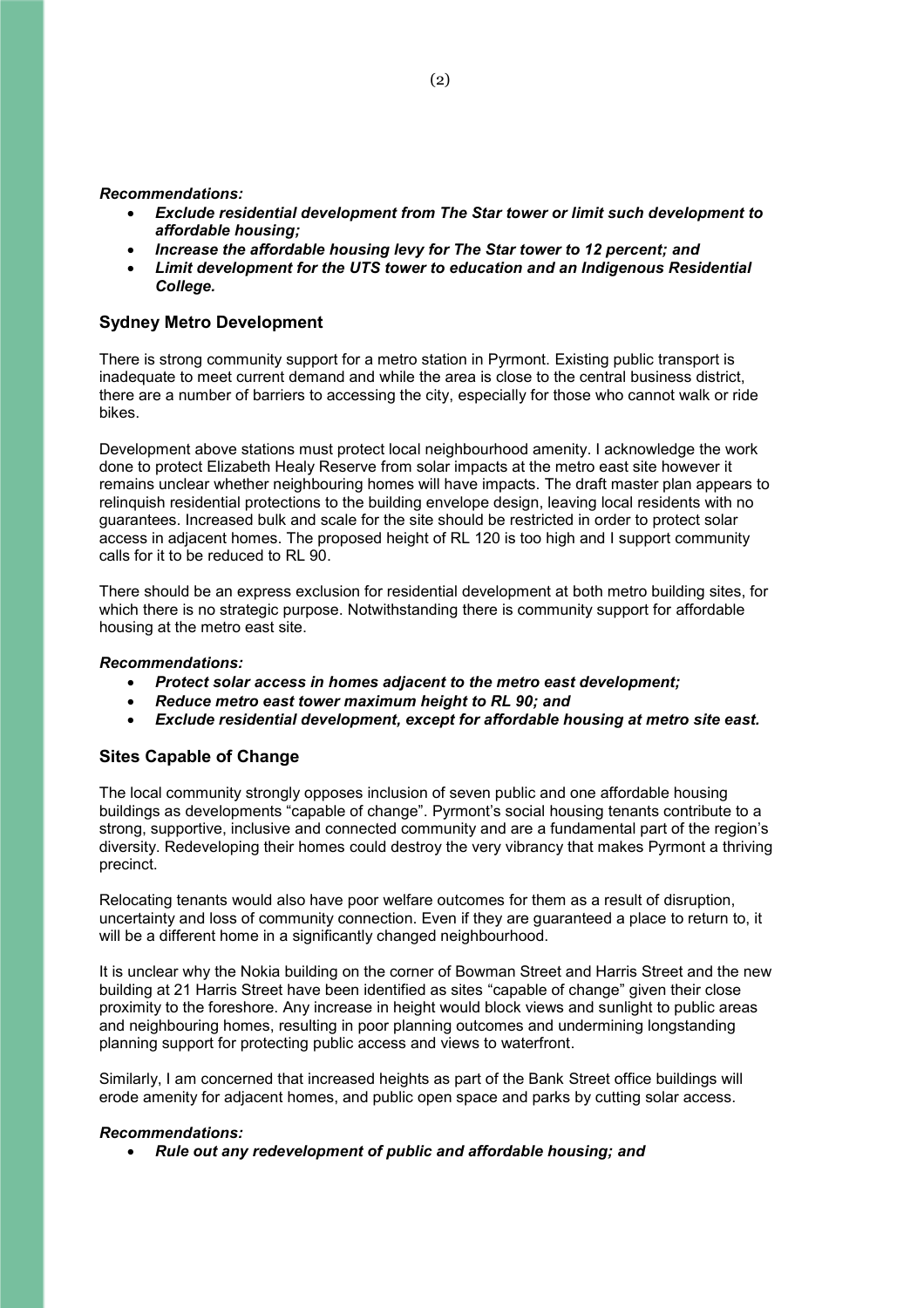***Recommendations:***

- ***Exclude residential development from The Star tower or limit such development to affordable housing;***
- ***Increase the affordable housing levy for The Star tower to 12 percent; and***
- ***Limit development for the UTS tower to education and an Indigenous Residential College.***

## Sydney Metro Development

There is strong community support for a metro station in Pyrmont. Existing public transport is inadequate to meet current demand and while the area is close to the central business district, there are a number of barriers to accessing the city, especially for those who cannot walk or ride bikes.

Development above stations must protect local neighbourhood amenity. I acknowledge the work done to protect Elizabeth Healy Reserve from solar impacts at the metro east site however it remains unclear whether neighbouring homes will have impacts. The draft master plan appears to relinquish residential protections to the building envelope design, leaving local residents with no guarantees. Increased bulk and scale for the site should be restricted in order to protect solar access in adjacent homes. The proposed height of RL 120 is too high and I support community calls for it to be reduced to RL 90.

There should be an express exclusion for residential development at both metro building sites, for which there is no strategic purpose. Notwithstanding there is community support for affordable housing at the metro east site.

***Recommendations:***

- ***Protect solar access in homes adjacent to the metro east development;***
- ***Reduce metro east tower maximum height to RL 90; and***
- ***Exclude residential development, except for affordable housing at metro site east.***

## Sites Capable of Change

The local community strongly opposes inclusion of seven public and one affordable housing buildings as developments "capable of change". Pyrmont's social housing tenants contribute to a strong, supportive, inclusive and connected community and are a fundamental part of the region's diversity. Redeveloping their homes could destroy the very vibrancy that makes Pyrmont a thriving precinct.

Relocating tenants would also have poor welfare outcomes for them as a result of disruption, uncertainty and loss of community connection. Even if they are guaranteed a place to return to, it will be a different home in a significantly changed neighbourhood.

It is unclear why the Nokia building on the corner of Bowman Street and Harris Street and the new building at 21 Harris Street have been identified as sites "capable of change" given their close proximity to the foreshore. Any increase in height would block views and sunlight to public areas and neighbouring homes, resulting in poor planning outcomes and undermining longstanding planning support for protecting public access and views to waterfront.

Similarly, I am concerned that increased heights as part of the Bank Street office buildings will erode amenity for adjacent homes, and public open space and parks by cutting solar access.

***Recommendations:***

- ***Rule out any redevelopment of public and affordable housing; and***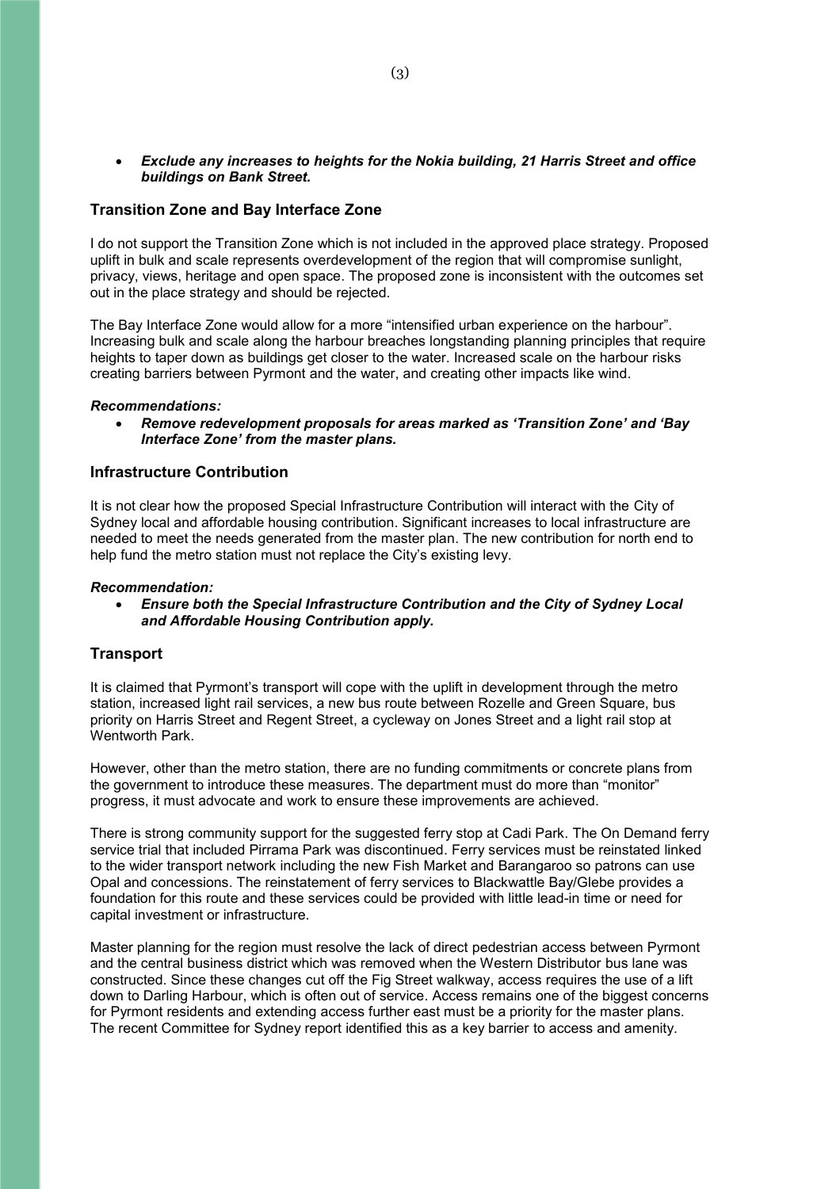- ***Exclude any increases to heights for the Nokia building, 21 Harris Street and office buildings on Bank Street.***

## Transition Zone and Bay Interface Zone

I do not support the Transition Zone which is not included in the approved place strategy. Proposed uplift in bulk and scale represents overdevelopment of the region that will compromise sunlight, privacy, views, heritage and open space. The proposed zone is inconsistent with the outcomes set out in the place strategy and should be rejected.

The Bay Interface Zone would allow for a more "intensified urban experience on the harbour". Increasing bulk and scale along the harbour breaches longstanding planning principles that require heights to taper down as buildings get closer to the water. Increased scale on the harbour risks creating barriers between Pyrmont and the water, and creating other impacts like wind.

***Recommendations:***

- ***Remove redevelopment proposals for areas marked as 'Transition Zone' and 'Bay Interface Zone' from the master plans.***

## Infrastructure Contribution

It is not clear how the proposed Special Infrastructure Contribution will interact with the City of Sydney local and affordable housing contribution. Significant increases to local infrastructure are needed to meet the needs generated from the master plan. The new contribution for north end to help fund the metro station must not replace the City's existing levy.

***Recommendation:***

- ***Ensure both the Special Infrastructure Contribution and the City of Sydney Local and Affordable Housing Contribution apply.***

## Transport

It is claimed that Pyrmont's transport will cope with the uplift in development through the metro station, increased light rail services, a new bus route between Rozelle and Green Square, bus priority on Harris Street and Regent Street, a cycleway on Jones Street and a light rail stop at Wentworth Park.

However, other than the metro station, there are no funding commitments or concrete plans from the government to introduce these measures. The department must do more than "monitor" progress, it must advocate and work to ensure these improvements are achieved.

There is strong community support for the suggested ferry stop at Cadi Park. The On Demand ferry service trial that included Pirrama Park was discontinued. Ferry services must be reinstated linked to the wider transport network including the new Fish Market and Barangaroo so patrons can use Opal and concessions. The reinstatement of ferry services to Blackwattle Bay/Glebe provides a foundation for this route and these services could be provided with little lead-in time or need for capital investment or infrastructure.

Master planning for the region must resolve the lack of direct pedestrian access between Pyrmont and the central business district which was removed when the Western Distributor bus lane was constructed. Since these changes cut off the Fig Street walkway, access requires the use of a lift down to Darling Harbour, which is often out of service. Access remains one of the biggest concerns for Pyrmont residents and extending access further east must be a priority for the master plans. The recent Committee for Sydney report identified this as a key barrier to access and amenity.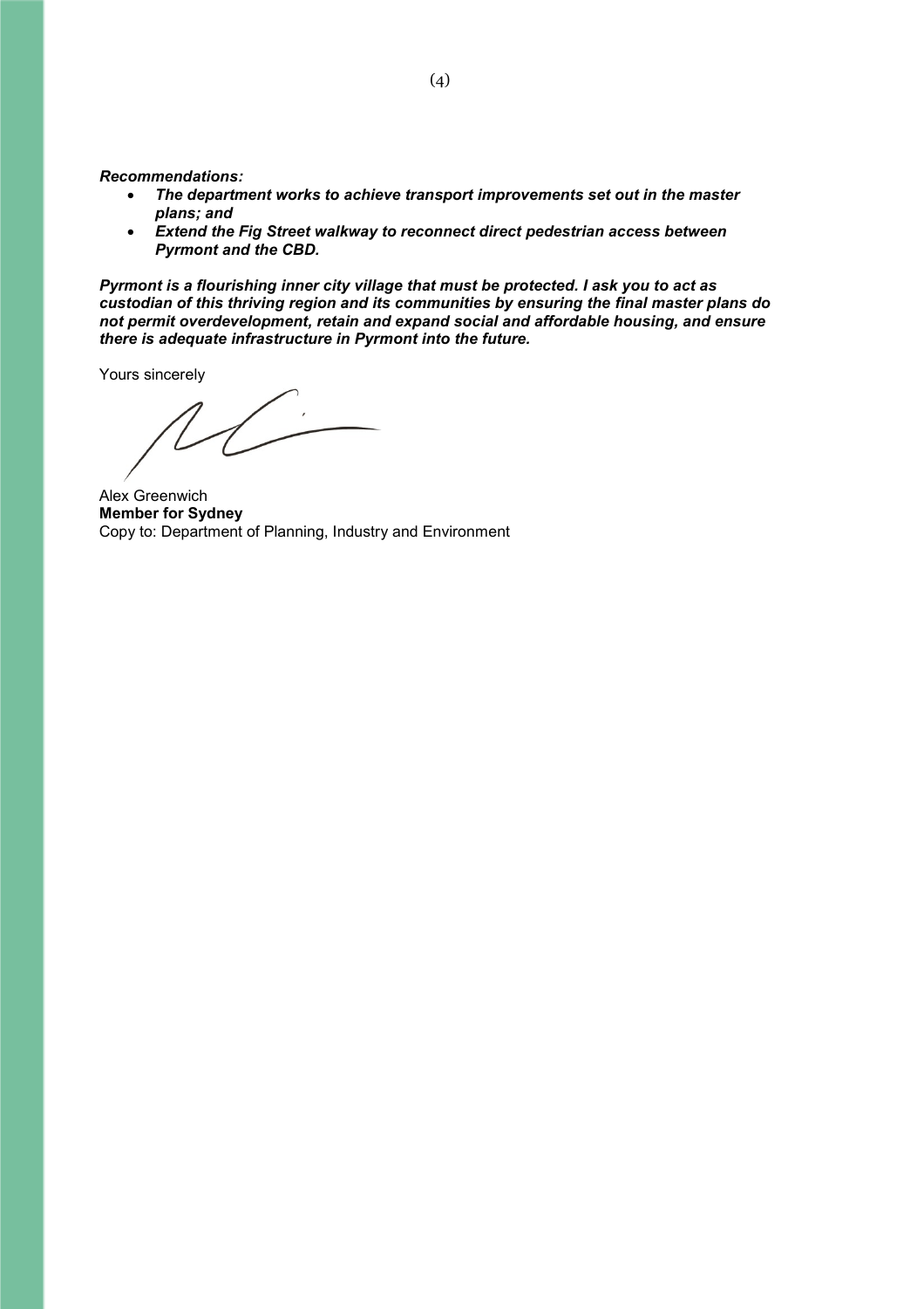***Recommendations:***

- ***The department works to achieve transport improvements set out in the master plans; and***
- ***Extend the Fig Street walkway to reconnect direct pedestrian access between Pyrmont and the CBD.***

***Pyrmont is a flourishing inner city village that must be protected. I ask you to act as custodian of this thriving region and its communities by ensuring the final master plans do not permit overdevelopment, retain and expand social and affordable housing, and ensure there is adequate infrastructure in Pyrmont into the future.***

Yours sincerely

Alex Greenwich
**Member for Sydney**
Copy to: Department of Planning, Industry and Environment